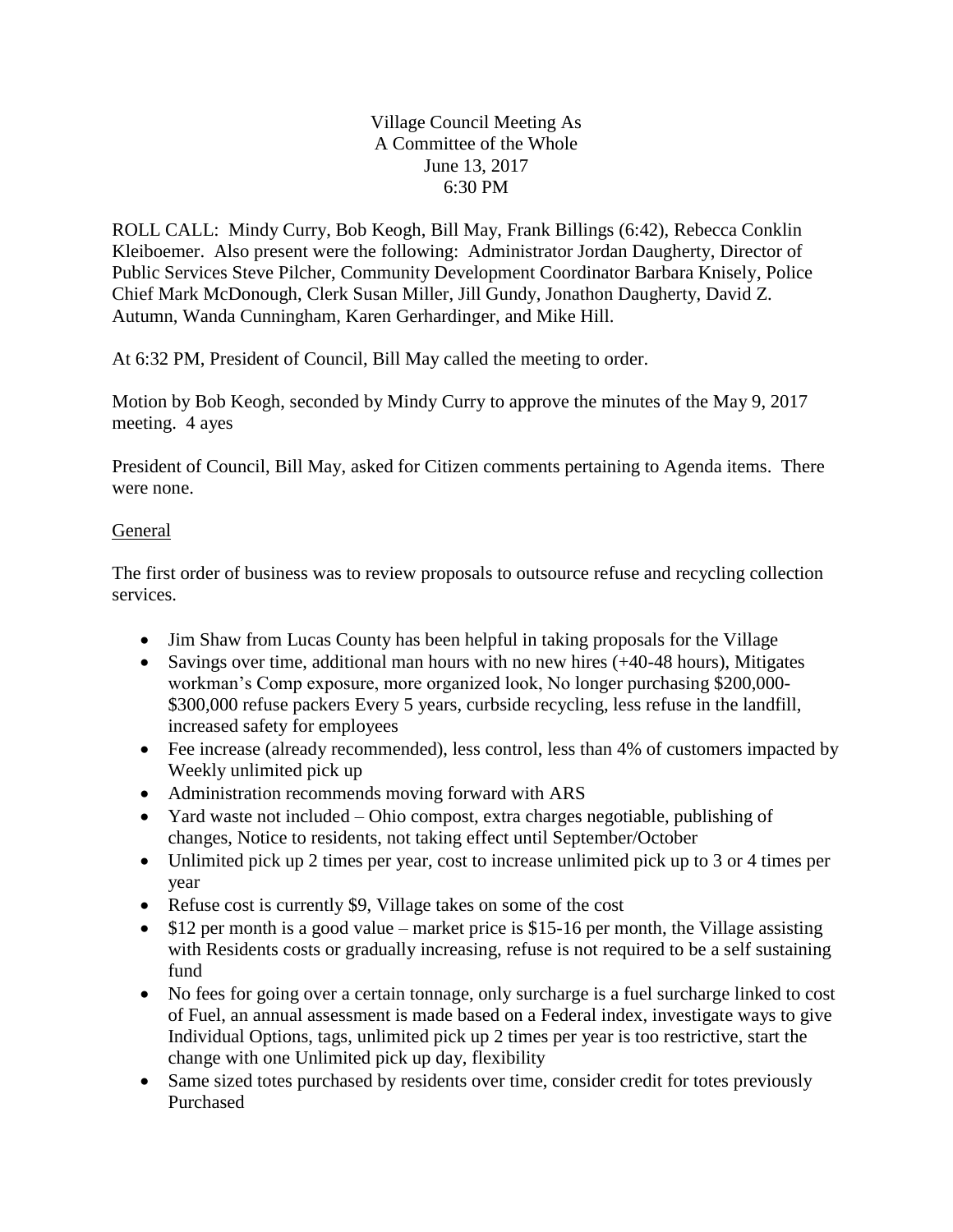Village Council Meeting As
A Committee of the Whole
June 13, 2017
6:30 PM

ROLL CALL: Mindy Curry, Bob Keogh, Bill May, Frank Billings (6:42), Rebecca Conklin Kleiboemer. Also present were the following: Administrator Jordan Daugherty, Director of Public Services Steve Pilcher, Community Development Coordinator Barbara Knisely, Police Chief Mark McDonough, Clerk Susan Miller, Jill Gundy, Jonathon Daugherty, David Z. Autumn, Wanda Cunningham, Karen Gerhardinger, and Mike Hill.

At 6:32 PM, President of Council, Bill May called the meeting to order.

Motion by Bob Keogh, seconded by Mindy Curry to approve the minutes of the May 9, 2017 meeting. 4 ayes

President of Council, Bill May, asked for Citizen comments pertaining to Agenda items. There were none.

<u>General</u>

The first order of business was to review proposals to outsource refuse and recycling collection services.

- Jim Shaw from Lucas County has been helpful in taking proposals for the Village
- Savings over time, additional man hours with no new hires (+40-48 hours), Mitigates workman's Comp exposure, more organized look, No longer purchasing $200,000-$300,000 refuse packers Every 5 years, curbside recycling, less refuse in the landfill, increased safety for employees
- Fee increase (already recommended), less control, less than 4% of customers impacted by Weekly unlimited pick up
- Administration recommends moving forward with ARS
- Yard waste not included – Ohio compost, extra charges negotiable, publishing of changes, Notice to residents, not taking effect until September/October
- Unlimited pick up 2 times per year, cost to increase unlimited pick up to 3 or 4 times per year
- Refuse cost is currently $9, Village takes on some of the cost
- $12 per month is a good value – market price is $15-16 per month, the Village assisting with Residents costs or gradually increasing, refuse is not required to be a self sustaining fund
- No fees for going over a certain tonnage, only surcharge is a fuel surcharge linked to cost of Fuel, an annual assessment is made based on a Federal index, investigate ways to give Individual Options, tags, unlimited pick up 2 times per year is too restrictive, start the change with one Unlimited pick up day, flexibility
- Same sized totes purchased by residents over time, consider credit for totes previously Purchased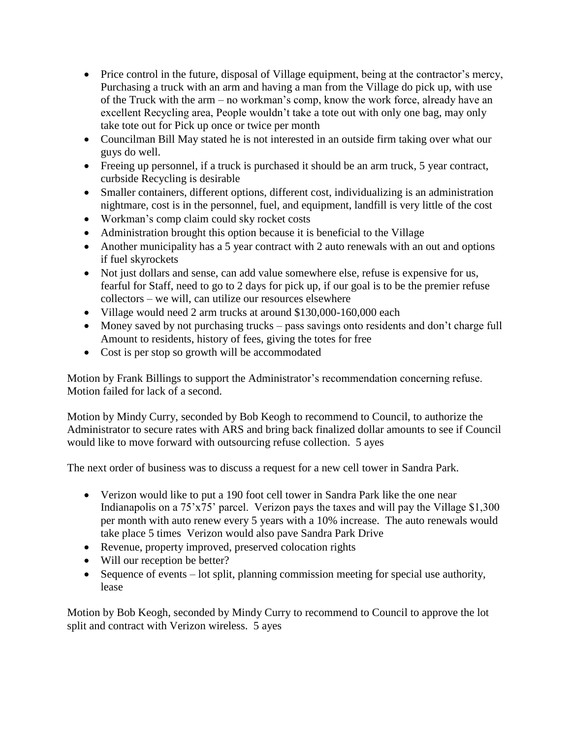- Price control in the future, disposal of Village equipment, being at the contractor's mercy, Purchasing a truck with an arm and having a man from the Village do pick up, with use of the Truck with the arm – no workman's comp, know the work force, already have an excellent Recycling area, People wouldn't take a tote out with only one bag, may only take tote out for Pick up once or twice per month
- Councilman Bill May stated he is not interested in an outside firm taking over what our guys do well.
- Freeing up personnel, if a truck is purchased it should be an arm truck, 5 year contract, curbside Recycling is desirable
- Smaller containers, different options, different cost, individualizing is an administration nightmare, cost is in the personnel, fuel, and equipment, landfill is very little of the cost
- Workman's comp claim could sky rocket costs
- Administration brought this option because it is beneficial to the Village
- Another municipality has a 5 year contract with 2 auto renewals with an out and options if fuel skyrockets
- Not just dollars and sense, can add value somewhere else, refuse is expensive for us, fearful for Staff, need to go to 2 days for pick up, if our goal is to be the premier refuse collectors – we will, can utilize our resources elsewhere
- Village would need 2 arm trucks at around $130,000-160,000 each
- Money saved by not purchasing trucks – pass savings onto residents and don't charge full Amount to residents, history of fees, giving the totes for free
- Cost is per stop so growth will be accommodated

Motion by Frank Billings to support the Administrator's recommendation concerning refuse. Motion failed for lack of a second.

Motion by Mindy Curry, seconded by Bob Keogh to recommend to Council, to authorize the Administrator to secure rates with ARS and bring back finalized dollar amounts to see if Council would like to move forward with outsourcing refuse collection. 5 ayes

The next order of business was to discuss a request for a new cell tower in Sandra Park.

- Verizon would like to put a 190 foot cell tower in Sandra Park like the one near Indianapolis on a 75'x75' parcel. Verizon pays the taxes and will pay the Village $1,300 per month with auto renew every 5 years with a 10% increase. The auto renewals would take place 5 times Verizon would also pave Sandra Park Drive
- Revenue, property improved, preserved colocation rights
- Will our reception be better?
- Sequence of events – lot split, planning commission meeting for special use authority, lease

Motion by Bob Keogh, seconded by Mindy Curry to recommend to Council to approve the lot split and contract with Verizon wireless. 5 ayes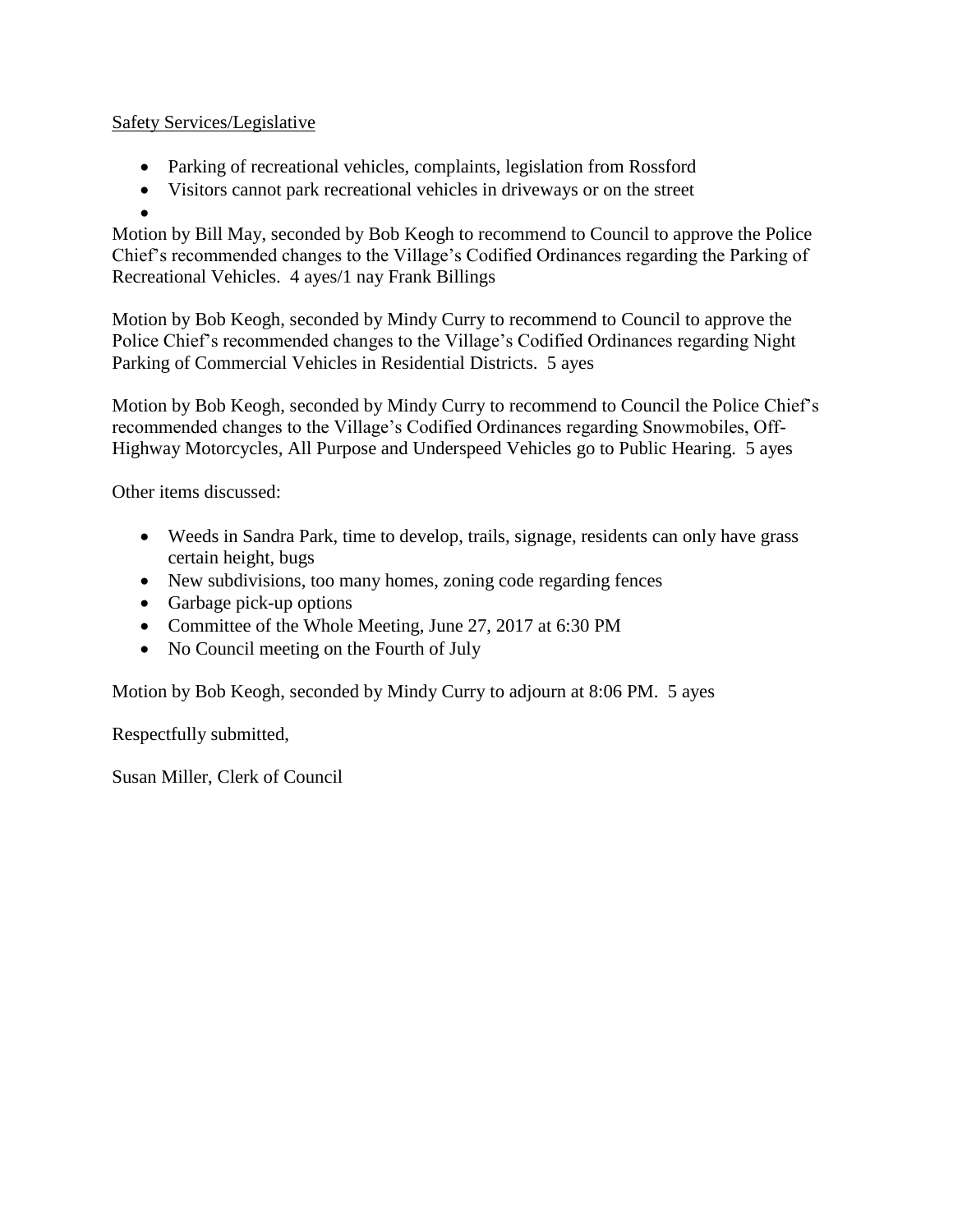Safety Services/Legislative

- Parking of recreational vehicles, complaints, legislation from Rossford
- Visitors cannot park recreational vehicles in driveways or on the street
-

Motion by Bill May, seconded by Bob Keogh to recommend to Council to approve the Police Chief's recommended changes to the Village's Codified Ordinances regarding the Parking of Recreational Vehicles. 4 ayes/1 nay Frank Billings

Motion by Bob Keogh, seconded by Mindy Curry to recommend to Council to approve the Police Chief's recommended changes to the Village's Codified Ordinances regarding Night Parking of Commercial Vehicles in Residential Districts. 5 ayes

Motion by Bob Keogh, seconded by Mindy Curry to recommend to Council the Police Chief's recommended changes to the Village's Codified Ordinances regarding Snowmobiles, Off-Highway Motorcycles, All Purpose and Underspeed Vehicles go to Public Hearing. 5 ayes

Other items discussed:

- Weeds in Sandra Park, time to develop, trails, signage, residents can only have grass certain height, bugs
- New subdivisions, too many homes, zoning code regarding fences
- Garbage pick-up options
- Committee of the Whole Meeting, June 27, 2017 at 6:30 PM
- No Council meeting on the Fourth of July

Motion by Bob Keogh, seconded by Mindy Curry to adjourn at 8:06 PM. 5 ayes

Respectfully submitted,

Susan Miller, Clerk of Council